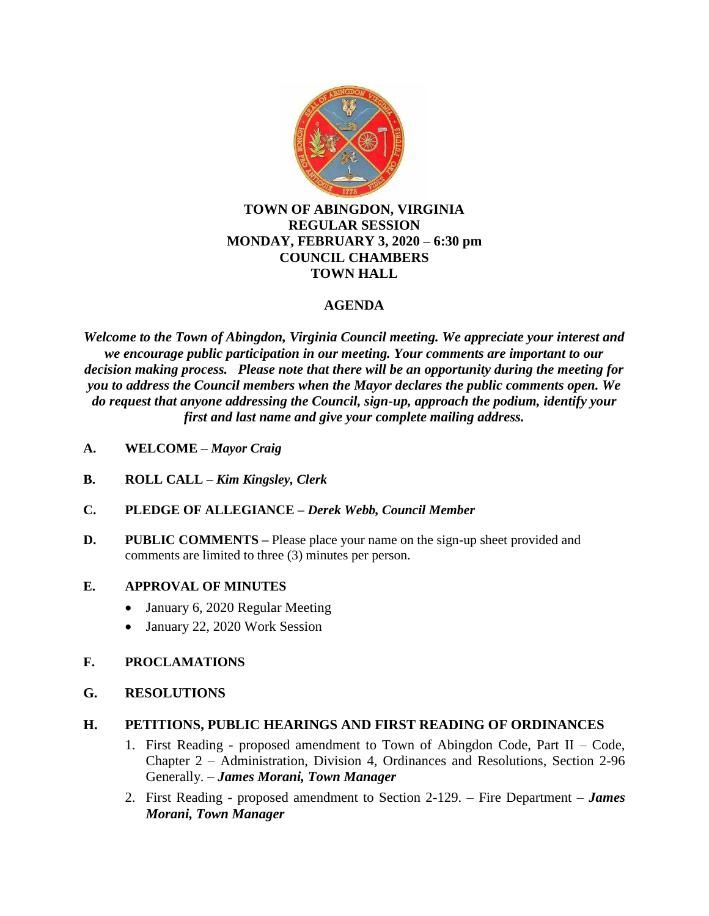**TOWN OF ABINGDON, VIRGINIA**
**REGULAR SESSION**
**MONDAY, FEBRUARY 3, 2020 – 6:30 pm**
**COUNCIL CHAMBERS**
**TOWN HALL**

## AGENDA

***Welcome to the Town of Abingdon, Virginia Council meeting. We appreciate your interest and we encourage public participation in our meeting. Your comments are important to our decision making process. Please note that there will be an opportunity during the meeting for you to address the Council members when the Mayor declares the public comments open. We do request that anyone addressing the Council, sign-up, approach the podium, identify your first and last name and give your complete mailing address.***

**A. WELCOME –** ***Mayor Craig***

**B. ROLL CALL –** ***Kim Kingsley, Clerk***

**C. PLEDGE OF ALLEGIANCE –** ***Derek Webb, Council Member***

**D. PUBLIC COMMENTS –** Please place your name on the sign-up sheet provided and comments are limited to three (3) minutes per person.

**E. APPROVAL OF MINUTES**

- January 6, 2020 Regular Meeting
- January 22, 2020 Work Session

**F. PROCLAMATIONS**

**G. RESOLUTIONS**

**H. PETITIONS, PUBLIC HEARINGS AND FIRST READING OF ORDINANCES**

1. First Reading - proposed amendment to Town of Abingdon Code, Part II – Code, Chapter 2 – Administration, Division 4, Ordinances and Resolutions, Section 2-96 Generally. – ***James Morani, Town Manager***
2. First Reading - proposed amendment to Section 2-129. – Fire Department – ***James Morani, Town Manager***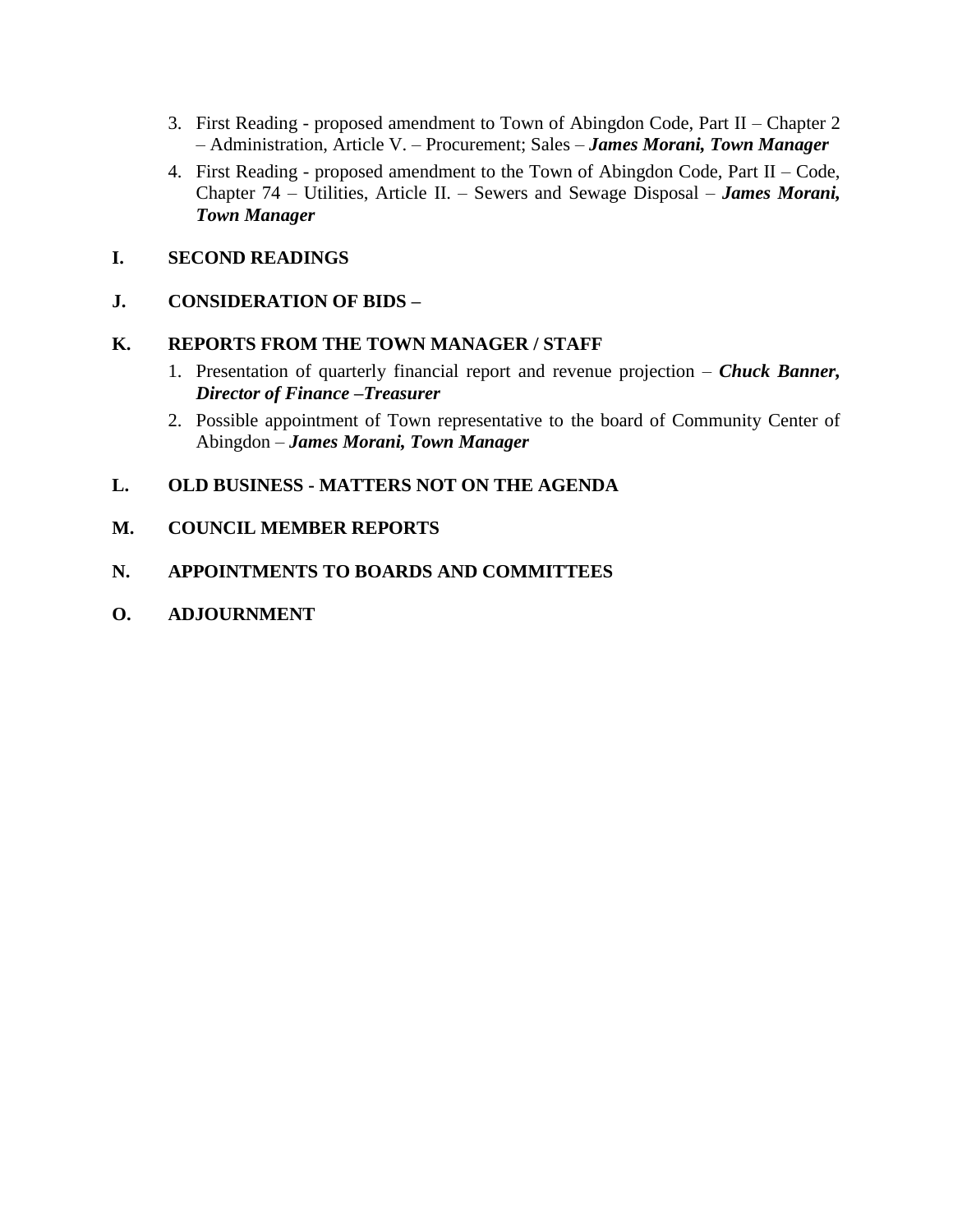3. First Reading - proposed amendment to Town of Abingdon Code, Part II – Chapter 2 – Administration, Article V. – Procurement; Sales – ***James Morani, Town Manager***
4. First Reading - proposed amendment to the Town of Abingdon Code, Part II – Code, Chapter 74 – Utilities, Article II. – Sewers and Sewage Disposal – ***James Morani, Town Manager***

**I. SECOND READINGS**

**J. CONSIDERATION OF BIDS –**

**K. REPORTS FROM THE TOWN MANAGER / STAFF**

1. Presentation of quarterly financial report and revenue projection – ***Chuck Banner, Director of Finance –Treasurer***
2. Possible appointment of Town representative to the board of Community Center of Abingdon – ***James Morani, Town Manager***

**L. OLD BUSINESS - MATTERS NOT ON THE AGENDA**

**M. COUNCIL MEMBER REPORTS**

**N. APPOINTMENTS TO BOARDS AND COMMITTEES**

**O. ADJOURNMENT**